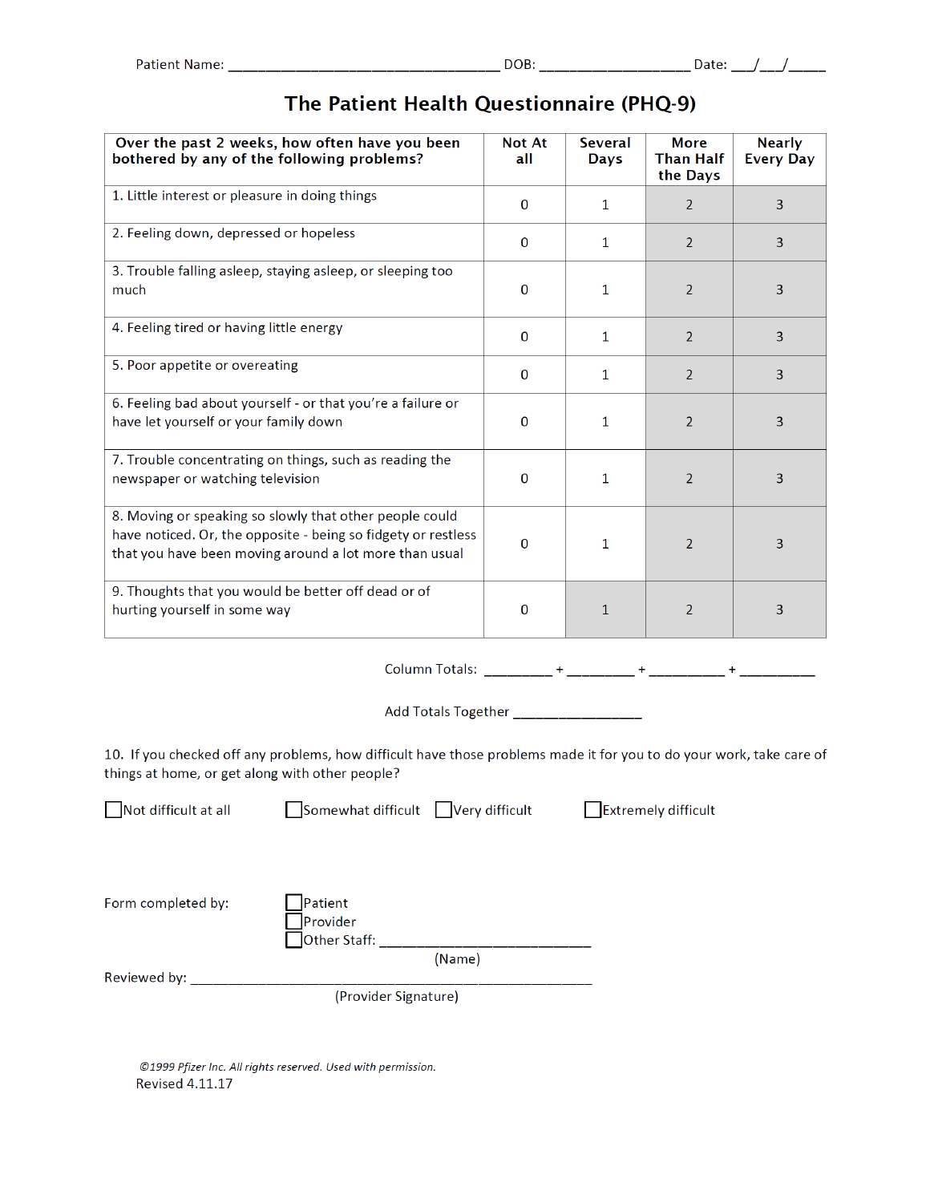Patient Name: ____________________________________ DOB: ___________________ Date: ___/___/_____

# The Patient Health Questionnaire (PHQ-9)

| Over the past 2 weeks, how often have you been bothered by any of the following problems? | Not At all | Several Days | More Than Half the Days | Nearly Every Day |
|---|---|---|---|---|
| 1. Little interest or pleasure in doing things | 0 | 1 | 2 | 3 |
| 2. Feeling down, depressed or hopeless | 0 | 1 | 2 | 3 |
| 3. Trouble falling asleep, staying asleep, or sleeping too much | 0 | 1 | 2 | 3 |
| 4. Feeling tired or having little energy | 0 | 1 | 2 | 3 |
| 5. Poor appetite or overeating | 0 | 1 | 2 | 3 |
| 6. Feeling bad about yourself - or that you're a failure or have let yourself or your family down | 0 | 1 | 2 | 3 |
| 7. Trouble concentrating on things, such as reading the newspaper or watching television | 0 | 1 | 2 | 3 |
| 8. Moving or speaking so slowly that other people could have noticed. Or, the opposite - being so fidgety or restless that you have been moving around a lot more than usual | 0 | 1 | 2 | 3 |
| 9. Thoughts that you would be better off dead or of hurting yourself in some way | 0 | 1 | 2 | 3 |

Column Totals: _________ + _________ + __________ + __________

Add Totals Together _________________

10. If you checked off any problems, how difficult have those problems made it for you to do your work, take care of things at home, or get along with other people?

☐ Not difficult at all ☐ Somewhat difficult ☐ Very difficult ☐ Extremely difficult

Form completed by:
☐ Patient
☐ Provider
☐ Other Staff: ___________________________
(Name)

Reviewed by: ____________________________________________________
(Provider Signature)

*©1999 Pfizer Inc. All rights reserved. Used with permission.*
Revised 4.11.17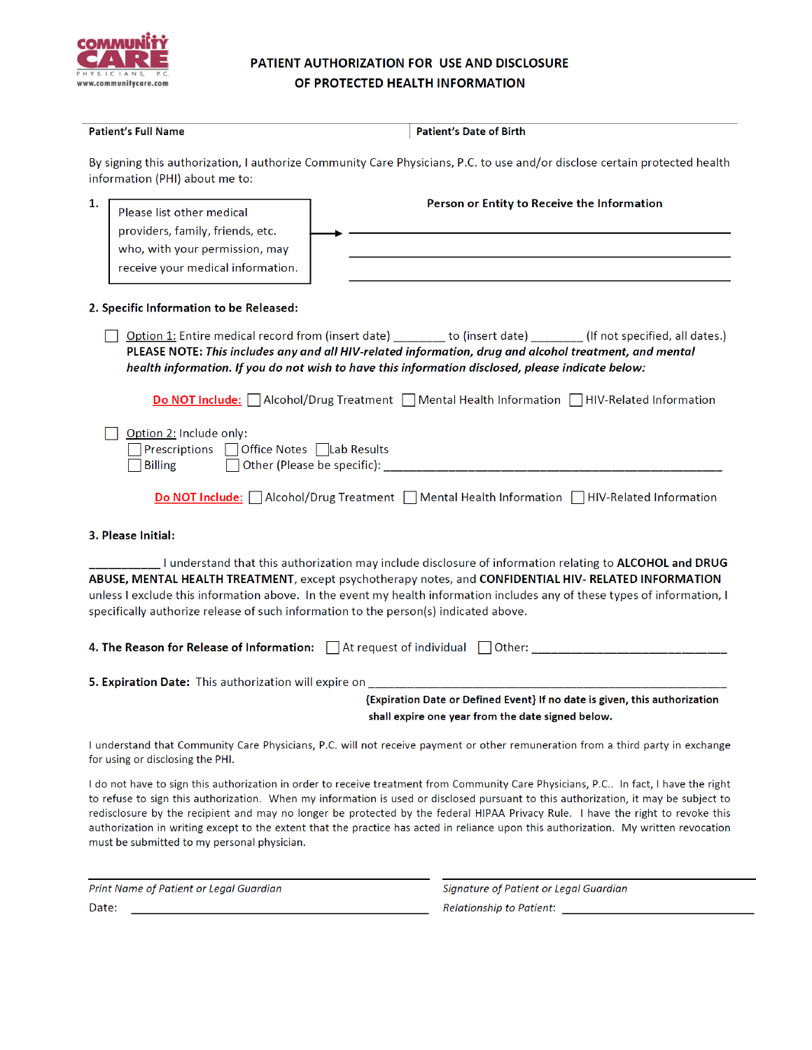COMMUNITY CARE PHYSICIANS, P.C.
www.communitycare.com

# PATIENT AUTHORIZATION FOR USE AND DISCLOSURE OF PROTECTED HEALTH INFORMATION

| Patient's Full Name | Patient's Date of Birth |
|---|---|
| | |

By signing this authorization, I authorize Community Care Physicians, P.C. to use and/or disclose certain protected health information (PHI) about me to:

**1.** Please list other medical providers, family, friends, etc. who, with your permission, may receive your medical information. →

**Person or Entity to Receive the Information**

\_\_\_\_\_\_\_\_\_\_\_\_\_\_\_\_\_\_\_\_\_\_\_\_\_\_\_\_\_\_\_\_\_\_\_\_\_\_\_\_

\_\_\_\_\_\_\_\_\_\_\_\_\_\_\_\_\_\_\_\_\_\_\_\_\_\_\_\_\_\_\_\_\_\_\_\_\_\_\_\_

\_\_\_\_\_\_\_\_\_\_\_\_\_\_\_\_\_\_\_\_\_\_\_\_\_\_\_\_\_\_\_\_\_\_\_\_\_\_\_\_

**2. Specific Information to be Released:**

☐ Option 1: Entire medical record from (insert date) \_\_\_\_\_\_\_\_ to (insert date) \_\_\_\_\_\_\_\_ (If not specified, all dates.)
**PLEASE NOTE:** ***This includes any and all HIV-related information, drug and alcohol treatment, and mental health information. If you do not wish to have this information disclosed, please indicate below:***

Do NOT Include: ☐ Alcohol/Drug Treatment ☐ Mental Health Information ☐ HIV-Related Information

☐ Option 2: Include only:
☐ Prescriptions ☐ Office Notes ☐ Lab Results
☐ Billing ☐ Other (Please be specific): \_\_\_\_\_\_\_\_\_\_\_\_\_\_\_\_\_\_\_\_\_\_\_\_\_\_\_\_\_\_\_\_\_\_\_\_\_\_\_\_

Do NOT Include: ☐ Alcohol/Drug Treatment ☐ Mental Health Information ☐ HIV-Related Information

**3. Please Initial:**

\_\_\_\_\_\_\_\_\_\_\_ I understand that this authorization may include disclosure of information relating to **ALCOHOL and DRUG ABUSE, MENTAL HEALTH TREATMENT**, except psychotherapy notes, and **CONFIDENTIAL HIV- RELATED INFORMATION** unless I exclude this information above. In the event my health information includes any of these types of information, I specifically authorize release of such information to the person(s) indicated above.

**4. The Reason for Release of Information:** ☐ At request of individual ☐ Other: \_\_\_\_\_\_\_\_\_\_\_\_\_\_\_\_\_\_\_\_\_\_\_\_\_\_\_\_

**5. Expiration Date:** This authorization will expire on \_\_\_\_\_\_\_\_\_\_\_\_\_\_\_\_\_\_\_\_\_\_\_\_\_\_\_\_\_\_\_\_\_\_\_\_\_\_\_\_\_\_\_\_\_\_\_\_\_\_
**{Expiration Date or Defined Event} If no date is given, this authorization shall expire one year from the date signed below.**

I understand that Community Care Physicians, P.C. will not receive payment or other remuneration from a third party in exchange for using or disclosing the PHI.

I do not have to sign this authorization in order to receive treatment from Community Care Physicians, P.C.. In fact, I have the right to refuse to sign this authorization. When my information is used or disclosed pursuant to this authorization, it may be subject to redisclosure by the recipient and may no longer be protected by the federal HIPAA Privacy Rule. I have the right to revoke this authorization in writing except to the extent that the practice has acted in reliance upon this authorization. My written revocation must be submitted to my personal physician.

\_\_\_\_\_\_\_\_\_\_\_\_\_\_\_\_\_\_\_\_\_\_\_\_\_\_\_\_\_\_\_\_\_\_\_\_\_\_\_\_
*Print Name of Patient or Legal Guardian*

Date: \_\_\_\_\_\_\_\_\_\_\_\_\_\_\_\_\_\_\_\_\_\_\_\_\_\_\_\_\_\_\_\_\_\_

\_\_\_\_\_\_\_\_\_\_\_\_\_\_\_\_\_\_\_\_\_\_\_\_\_\_\_\_\_\_\_\_\_\_\_\_\_\_\_\_
*Signature of Patient or Legal Guardian*

*Relationship to Patient:* \_\_\_\_\_\_\_\_\_\_\_\_\_\_\_\_\_\_\_\_\_\_\_\_\_\_\_\_\_\_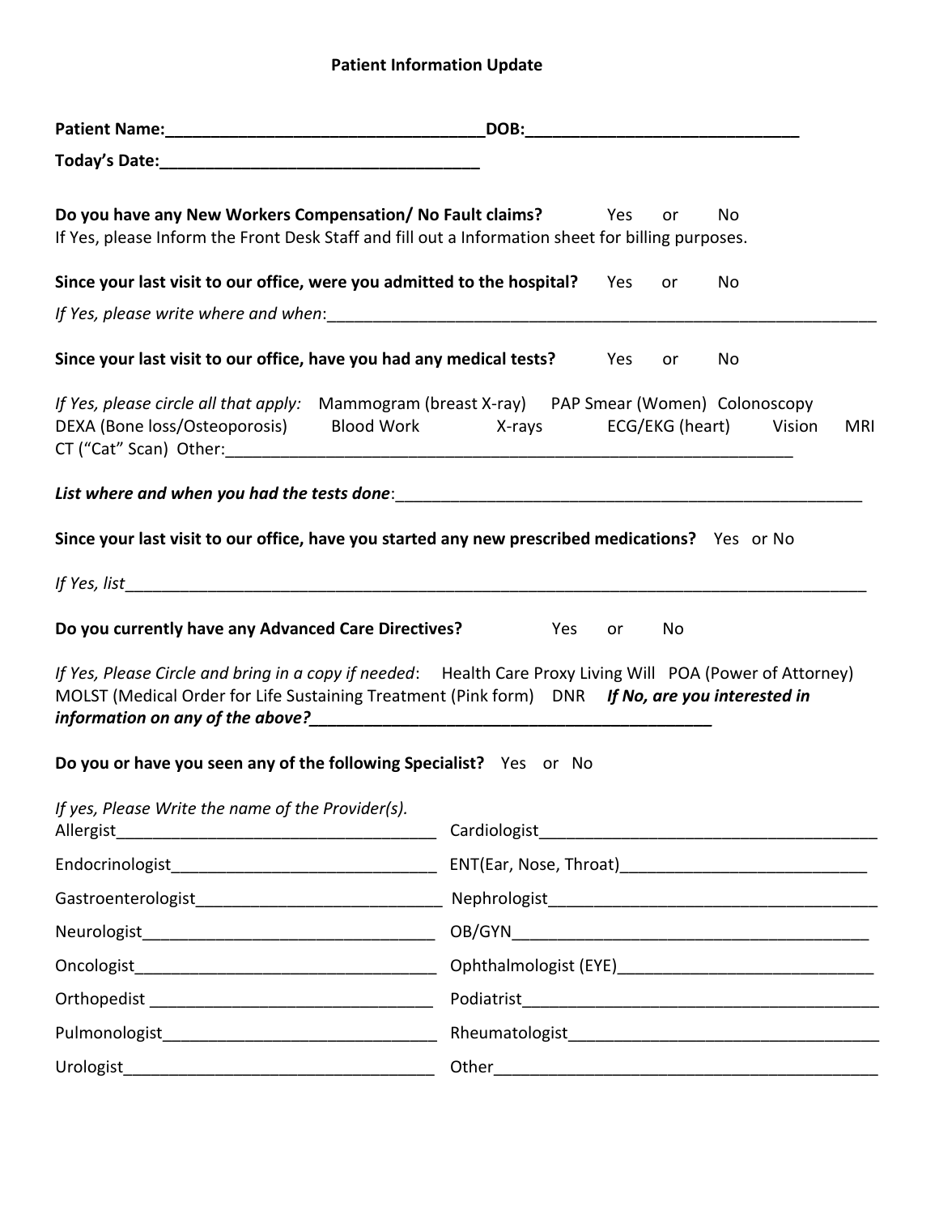**Patient Information Update**

**Patient Name:**___________________________________**DOB:**_____________________________

**Today's Date:**__________________________________

**Do you have any New Workers Compensation/ No Fault claims?** Yes or No
If Yes, please Inform the Front Desk Staff and fill out a Information sheet for billing purposes.

**Since your last visit to our office, were you admitted to the hospital?** Yes or No

*If Yes, please write where and when*:_____________________________________________________________

**Since your last visit to our office, have you had any medical tests?** Yes or No

*If Yes, please circle all that apply:* Mammogram (breast X-ray) PAP Smear (Women) Colonoscopy DEXA (Bone loss/Osteoporosis) Blood Work X-rays ECG/EKG (heart) Vision MRI CT ("Cat" Scan) Other:_______________________________________________________________

***List where and when you had the tests done***:____________________________________________________

**Since your last visit to our office, have you started any new prescribed medications?** Yes or No

*If Yes, list*_________________________________________________________________________________

**Do you currently have any Advanced Care Directives?** Yes or No

*If Yes, Please Circle and bring in a copy if needed*: Health Care Proxy Living Will POA (Power of Attorney) MOLST (Medical Order for Life Sustaining Treatment (Pink form) DNR ***If No, are you interested in information on any of the above?***____________________________________________

**Do you or have you seen any of the following Specialist?** Yes or No

*If yes, Please Write the name of the Provider(s).*

Allergist____________________________________ Cardiologist_____________________________________

Endocrinologist______________________________ ENT(Ear, Nose, Throat)___________________________

Gastroenterologist____________________________ Nephrologist____________________________________

Neurologist__________________________________ OB/GYN_________________________________________

Oncologist___________________________________ Ophthalmologist (EYE)___________________________

Orthopedist _________________________________ Podiatrist_______________________________________

Pulmonologist_______________________________ Rheumatologist__________________________________

Urologist____________________________________ Other___________________________________________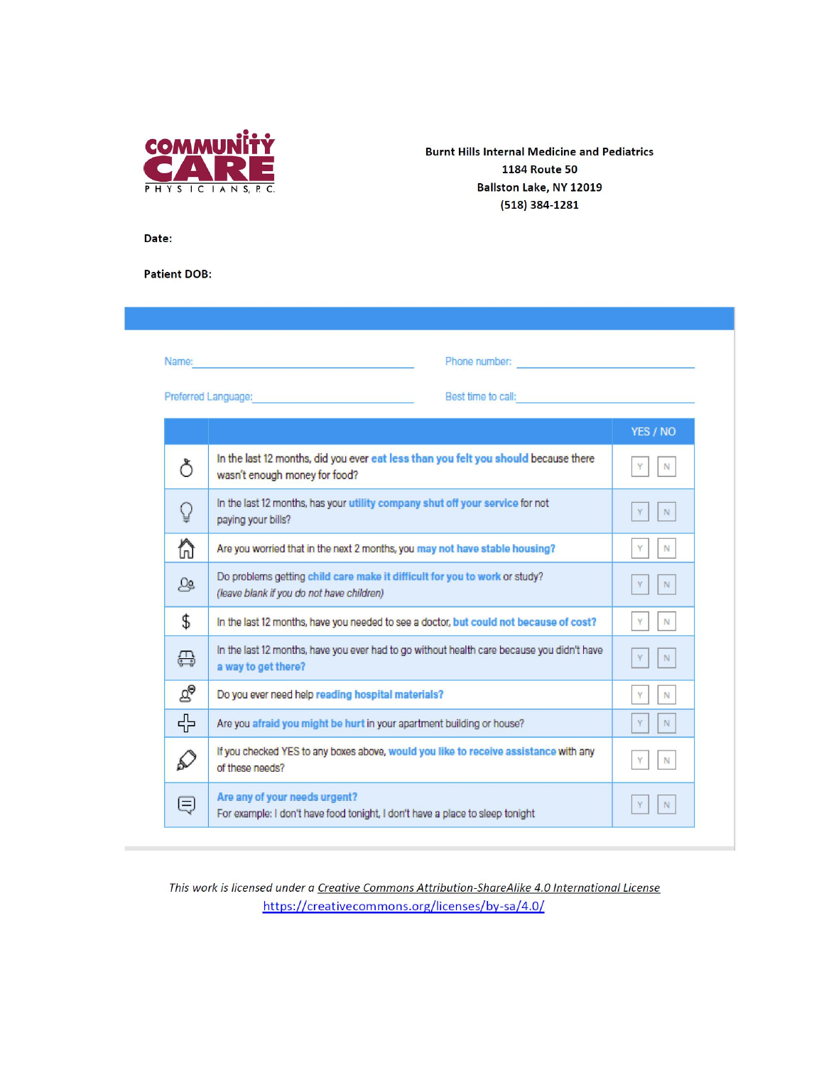**COMMUNITY CARE**
PHYSICIANS, P.C.

**Burnt Hills Internal Medicine and Pediatrics**
**1184 Route 50**
**Ballston Lake, NY 12019**
**(518) 384-1281**

**Date:**

**Patient DOB:**

Name: ______________________ Phone number: ______________________

Preferred Language: ______________________ Best time to call: ______________________

| | | YES / NO |
|---|---|---|
| | In the last 12 months, did you ever **eat less than you felt you should** because there wasn't enough money for food? | Y N |
| | In the last 12 months, has your **utility company shut off your service** for not paying your bills? | Y N |
| | Are you worried that in the next 2 months, you **may not have stable housing?** | Y N |
| | Do problems getting **child care make it difficult for you to work** or study? *(leave blank if you do not have children)* | Y N |
| $ | In the last 12 months, have you needed to see a doctor, **but could not because of cost?** | Y N |
| | In the last 12 months, have you ever had to go without health care because you didn't have **a way to get there?** | Y N |
| | Do you ever need help **reading hospital materials?** | Y N |
| | Are you **afraid you might be hurt** in your apartment building or house? | Y N |
| | If you checked YES to any boxes above, **would you like to receive assistance** with any of these needs? | Y N |
| | **Are any of your needs urgent?** For example: I don't have food tonight, I don't have a place to sleep tonight | Y N |

*This work is licensed under a Creative Commons Attribution-ShareAlike 4.0 International License*
https://creativecommons.org/licenses/by-sa/4.0/